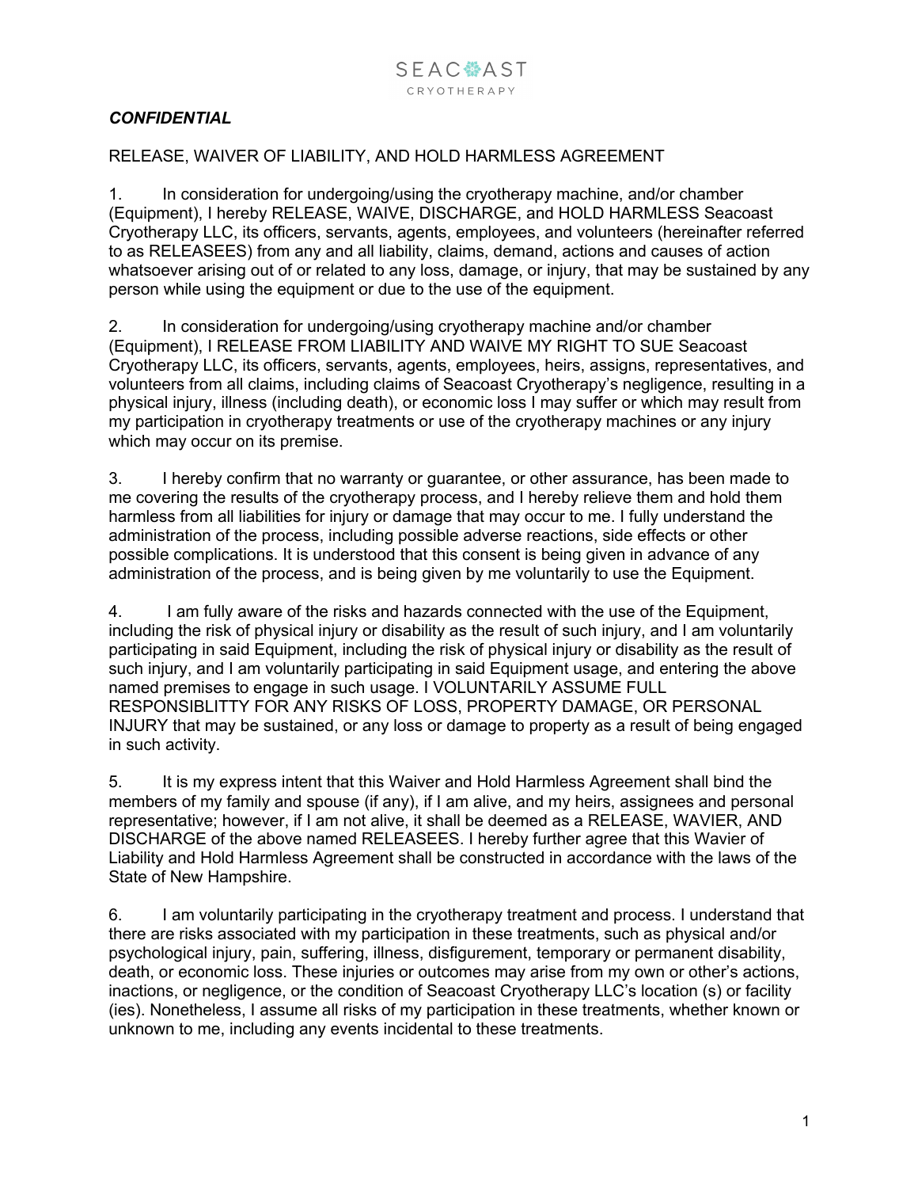SEACOAST
CRYOTHERAPY

***CONFIDENTIAL***

RELEASE, WAIVER OF LIABILITY, AND HOLD HARMLESS AGREEMENT

1. In consideration for undergoing/using the cryotherapy machine, and/or chamber (Equipment), I hereby RELEASE, WAIVE, DISCHARGE, and HOLD HARMLESS Seacoast Cryotherapy LLC, its officers, servants, agents, employees, and volunteers (hereinafter referred to as RELEASEES) from any and all liability, claims, demand, actions and causes of action whatsoever arising out of or related to any loss, damage, or injury, that may be sustained by any person while using the equipment or due to the use of the equipment.

2. In consideration for undergoing/using cryotherapy machine and/or chamber (Equipment), I RELEASE FROM LIABILITY AND WAIVE MY RIGHT TO SUE Seacoast Cryotherapy LLC, its officers, servants, agents, employees, heirs, assigns, representatives, and volunteers from all claims, including claims of Seacoast Cryotherapy's negligence, resulting in a physical injury, illness (including death), or economic loss I may suffer or which may result from my participation in cryotherapy treatments or use of the cryotherapy machines or any injury which may occur on its premise.

3. I hereby confirm that no warranty or guarantee, or other assurance, has been made to me covering the results of the cryotherapy process, and I hereby relieve them and hold them harmless from all liabilities for injury or damage that may occur to me. I fully understand the administration of the process, including possible adverse reactions, side effects or other possible complications. It is understood that this consent is being given in advance of any administration of the process, and is being given by me voluntarily to use the Equipment.

4. I am fully aware of the risks and hazards connected with the use of the Equipment, including the risk of physical injury or disability as the result of such injury, and I am voluntarily participating in said Equipment, including the risk of physical injury or disability as the result of such injury, and I am voluntarily participating in said Equipment usage, and entering the above named premises to engage in such usage. I VOLUNTARILY ASSUME FULL RESPONSIBLITTY FOR ANY RISKS OF LOSS, PROPERTY DAMAGE, OR PERSONAL INJURY that may be sustained, or any loss or damage to property as a result of being engaged in such activity.

5. It is my express intent that this Waiver and Hold Harmless Agreement shall bind the members of my family and spouse (if any), if I am alive, and my heirs, assignees and personal representative; however, if I am not alive, it shall be deemed as a RELEASE, WAVIER, AND DISCHARGE of the above named RELEASEES. I hereby further agree that this Wavier of Liability and Hold Harmless Agreement shall be constructed in accordance with the laws of the State of New Hampshire.

6. I am voluntarily participating in the cryotherapy treatment and process. I understand that there are risks associated with my participation in these treatments, such as physical and/or psychological injury, pain, suffering, illness, disfigurement, temporary or permanent disability, death, or economic loss. These injuries or outcomes may arise from my own or other's actions, inactions, or negligence, or the condition of Seacoast Cryotherapy LLC's location (s) or facility (ies). Nonetheless, I assume all risks of my participation in these treatments, whether known or unknown to me, including any events incidental to these treatments.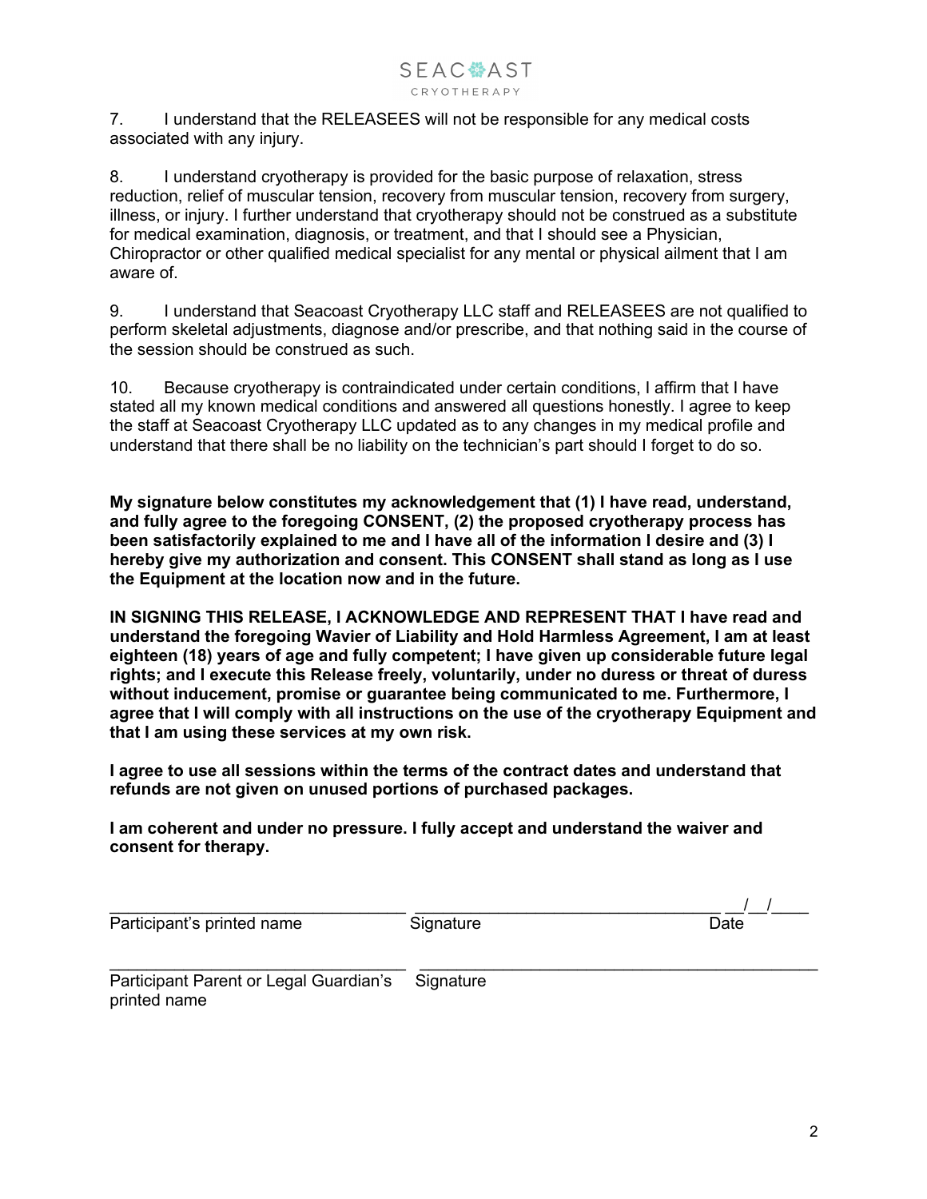SEACOAST CRYOTHERAPY

7. I understand that the RELEASEES will not be responsible for any medical costs associated with any injury.

8. I understand cryotherapy is provided for the basic purpose of relaxation, stress reduction, relief of muscular tension, recovery from muscular tension, recovery from surgery, illness, or injury. I further understand that cryotherapy should not be construed as a substitute for medical examination, diagnosis, or treatment, and that I should see a Physician, Chiropractor or other qualified medical specialist for any mental or physical ailment that I am aware of.

9. I understand that Seacoast Cryotherapy LLC staff and RELEASEES are not qualified to perform skeletal adjustments, diagnose and/or prescribe, and that nothing said in the course of the session should be construed as such.

10. Because cryotherapy is contraindicated under certain conditions, I affirm that I have stated all my known medical conditions and answered all questions honestly. I agree to keep the staff at Seacoast Cryotherapy LLC updated as to any changes in my medical profile and understand that there shall be no liability on the technician's part should I forget to do so.

**My signature below constitutes my acknowledgement that (1) I have read, understand, and fully agree to the foregoing CONSENT, (2) the proposed cryotherapy process has been satisfactorily explained to me and I have all of the information I desire and (3) I hereby give my authorization and consent. This CONSENT shall stand as long as I use the Equipment at the location now and in the future.**

**IN SIGNING THIS RELEASE, I ACKNOWLEDGE AND REPRESENT THAT I have read and understand the foregoing Wavier of Liability and Hold Harmless Agreement, I am at least eighteen (18) years of age and fully competent; I have given up considerable future legal rights; and I execute this Release freely, voluntarily, under no duress or threat of duress without inducement, promise or guarantee being communicated to me. Furthermore, I agree that I will comply with all instructions on the use of the cryotherapy Equipment and that I am using these services at my own risk.**

**I agree to use all sessions within the terms of the contract dates and understand that refunds are not given on unused portions of purchased packages.**

**I am coherent and under no pressure. I fully accept and understand the waiver and consent for therapy.**

| | | |
|---|---|---|
| ______________________________ | ______________________________ | __/__/____ |
| Participant's printed name | Signature | Date |
| ______________________________ | ______________________________ | |
| Participant Parent or Legal Guardian's printed name | Signature | |